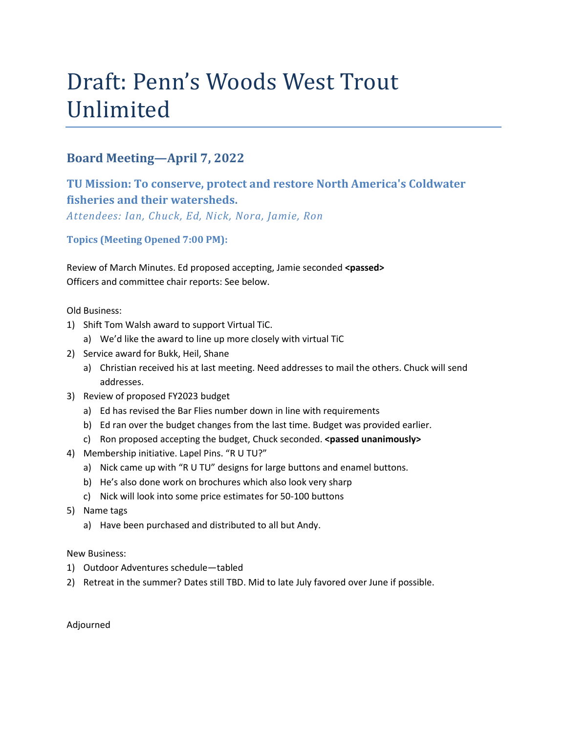# Draft: Penn's Woods West Trout Unlimited

## Board Meeting—April 7, 2022

### TU Mission: To conserve, protect and restore North America's Coldwater fisheries and their watersheds.

*Attendees: Ian, Chuck, Ed, Nick, Nora, Jamie, Ron*

#### Topics (Meeting Opened 7:00 PM):

Review of March Minutes. Ed proposed accepting, Jamie seconded **<passed>**
Officers and committee chair reports: See below.

Old Business:

1) Shift Tom Walsh award to support Virtual TiC.
   a) We'd like the award to line up more closely with virtual TiC
2) Service award for Bukk, Heil, Shane
   a) Christian received his at last meeting. Need addresses to mail the others. Chuck will send addresses.
3) Review of proposed FY2023 budget
   a) Ed has revised the Bar Flies number down in line with requirements
   b) Ed ran over the budget changes from the last time. Budget was provided earlier.
   c) Ron proposed accepting the budget, Chuck seconded. **<passed unanimously>**
4) Membership initiative. Lapel Pins. "R U TU?"
   a) Nick came up with "R U TU" designs for large buttons and enamel buttons.
   b) He's also done work on brochures which also look very sharp
   c) Nick will look into some price estimates for 50-100 buttons
5) Name tags
   a) Have been purchased and distributed to all but Andy.

New Business:

1) Outdoor Adventures schedule—tabled
2) Retreat in the summer? Dates still TBD. Mid to late July favored over June if possible.

Adjourned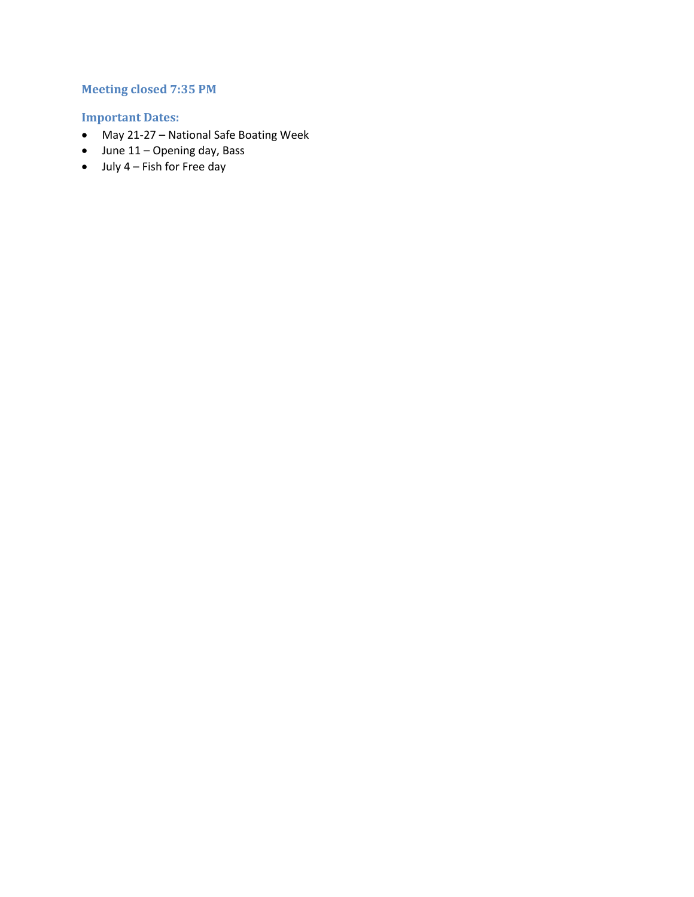### Meeting closed 7:35 PM

### Important Dates:

- May 21-27 – National Safe Boating Week
- June 11 – Opening day, Bass
- July 4 – Fish for Free day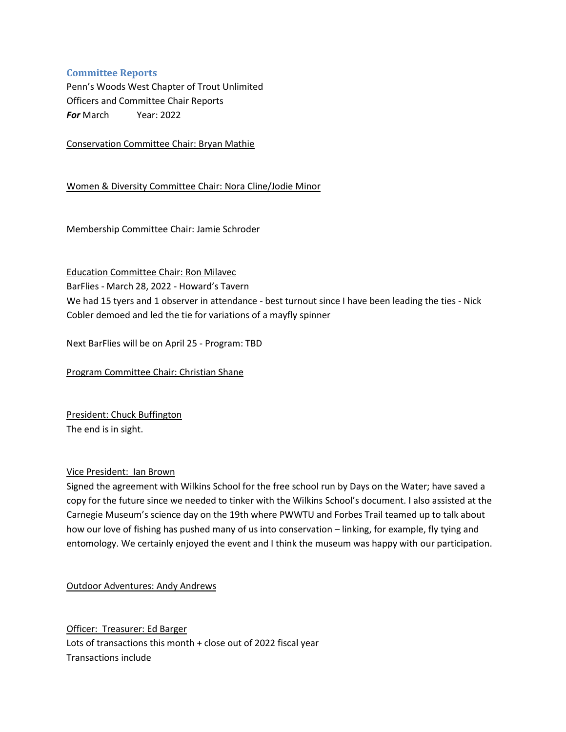## Committee Reports

Penn's Woods West Chapter of Trout Unlimited
Officers and Committee Chair Reports
***For*** March      Year: 2022

<u>Conservation Committee Chair: Bryan Mathie</u>

<u>Women & Diversity Committee Chair: Nora Cline/Jodie Minor</u>

<u>Membership Committee Chair: Jamie Schroder</u>

<u>Education Committee Chair: Ron Milavec</u>
BarFlies - March 28, 2022 - Howard's Tavern
We had 15 tyers and 1 observer in attendance - best turnout since I have been leading the ties - Nick Cobler demoed and led the tie for variations of a mayfly spinner

Next BarFlies will be on April 25 - Program: TBD

<u>Program Committee Chair: Christian Shane</u>

<u>President: Chuck Buffington</u>
The end is in sight.

<u>Vice President: Ian Brown</u>
Signed the agreement with Wilkins School for the free school run by Days on the Water; have saved a copy for the future since we needed to tinker with the Wilkins School's document. I also assisted at the Carnegie Museum's science day on the 19th where PWWTU and Forbes Trail teamed up to talk about how our love of fishing has pushed many of us into conservation – linking, for example, fly tying and entomology. We certainly enjoyed the event and I think the museum was happy with our participation.

<u>Outdoor Adventures: Andy Andrews</u>

<u>Officer: Treasurer: Ed Barger</u>
Lots of transactions this month + close out of 2022 fiscal year
Transactions include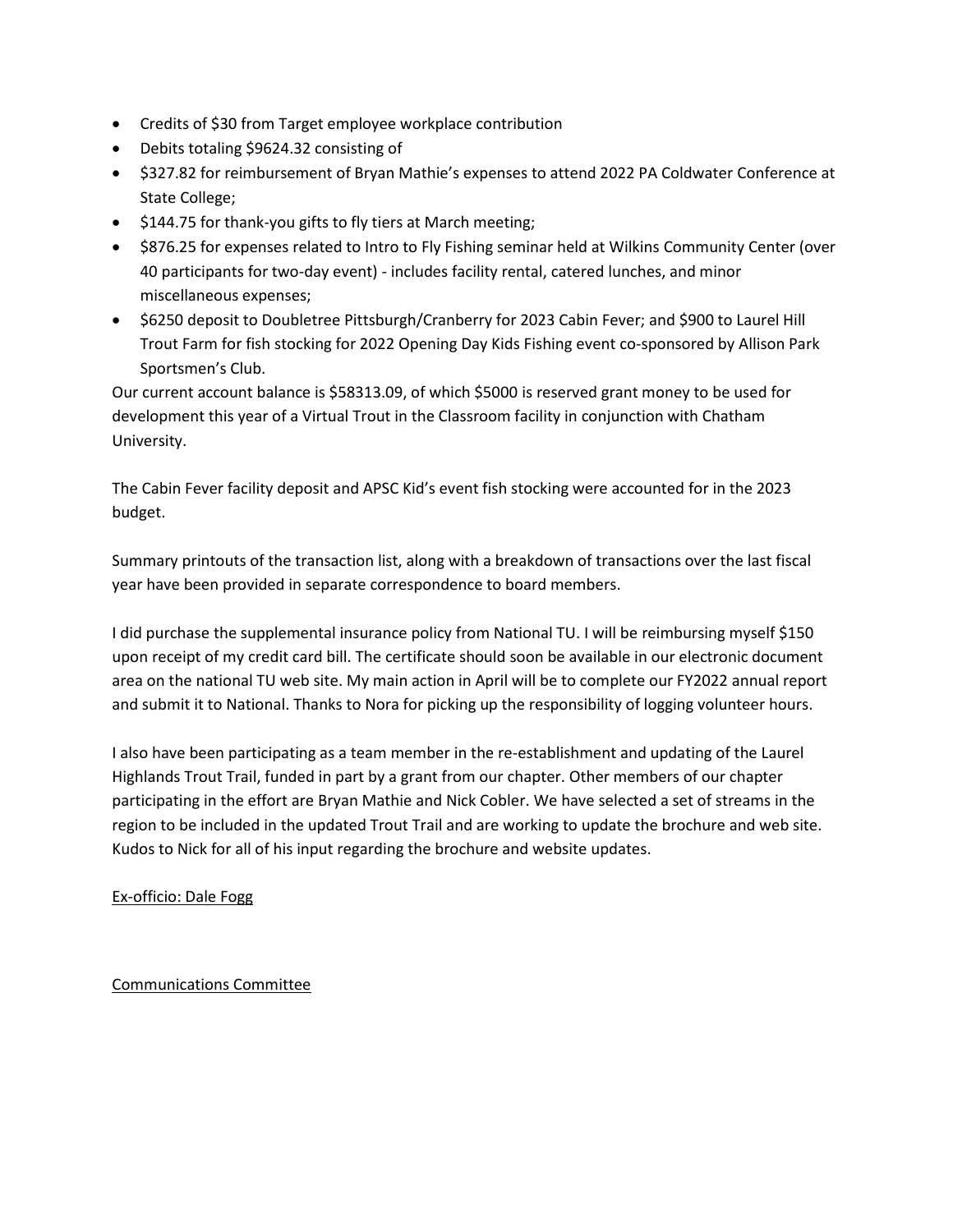- Credits of \$30 from Target employee workplace contribution
- Debits totaling \$9624.32 consisting of
- \$327.82 for reimbursement of Bryan Mathie's expenses to attend 2022 PA Coldwater Conference at State College;
- \$144.75 for thank-you gifts to fly tiers at March meeting;
- \$876.25 for expenses related to Intro to Fly Fishing seminar held at Wilkins Community Center (over 40 participants for two-day event) - includes facility rental, catered lunches, and minor miscellaneous expenses;
- \$6250 deposit to Doubletree Pittsburgh/Cranberry for 2023 Cabin Fever; and \$900 to Laurel Hill Trout Farm for fish stocking for 2022 Opening Day Kids Fishing event co-sponsored by Allison Park Sportsmen's Club.

Our current account balance is \$58313.09, of which \$5000 is reserved grant money to be used for development this year of a Virtual Trout in the Classroom facility in conjunction with Chatham University.

The Cabin Fever facility deposit and APSC Kid's event fish stocking were accounted for in the 2023 budget.

Summary printouts of the transaction list, along with a breakdown of transactions over the last fiscal year have been provided in separate correspondence to board members.

I did purchase the supplemental insurance policy from National TU. I will be reimbursing myself \$150 upon receipt of my credit card bill. The certificate should soon be available in our electronic document area on the national TU web site. My main action in April will be to complete our FY2022 annual report and submit it to National. Thanks to Nora for picking up the responsibility of logging volunteer hours.

I also have been participating as a team member in the re-establishment and updating of the Laurel Highlands Trout Trail, funded in part by a grant from our chapter. Other members of our chapter participating in the effort are Bryan Mathie and Nick Cobler. We have selected a set of streams in the region to be included in the updated Trout Trail and are working to update the brochure and web site. Kudos to Nick for all of his input regarding the brochure and website updates.

<u>Ex-officio: Dale Fogg</u>

<u>Communications Committee</u>